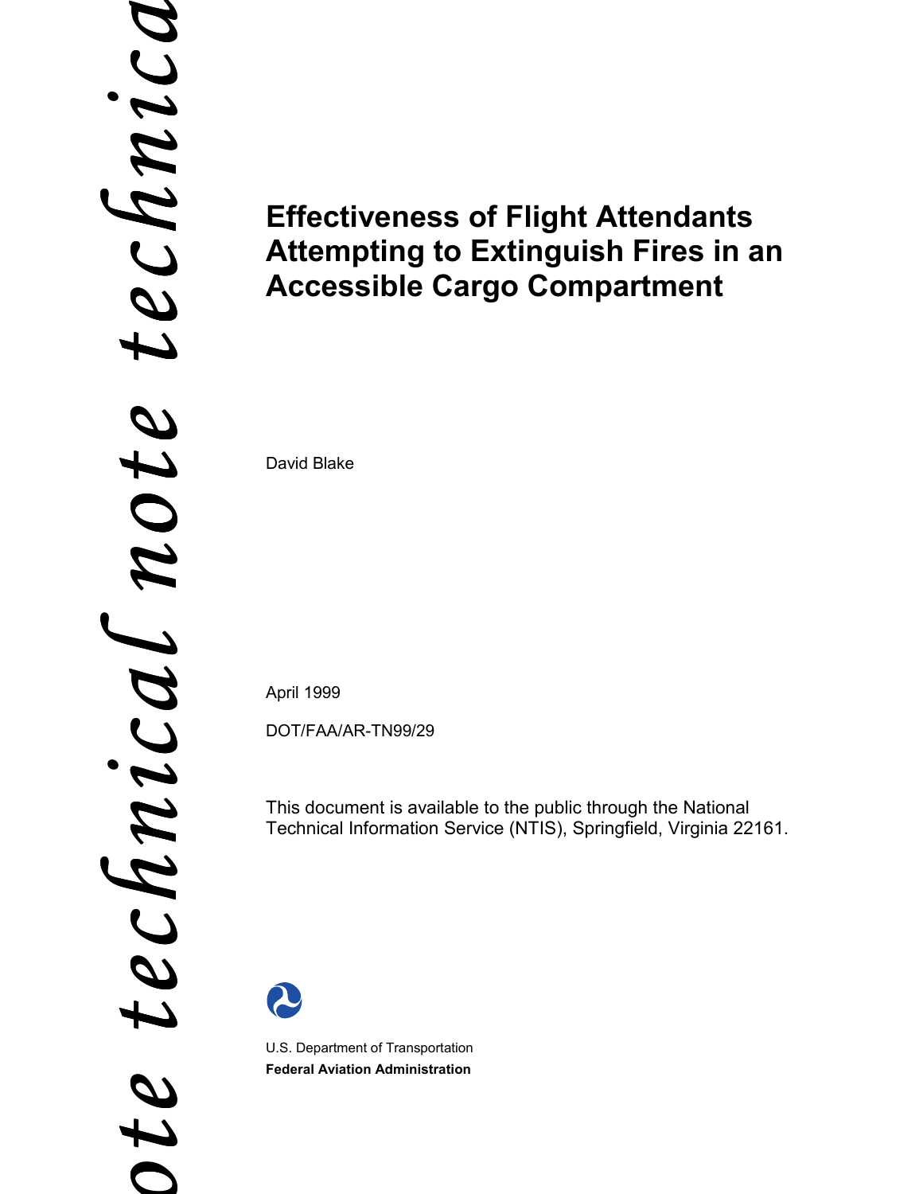# Effectiveness of Flight Attendants Attempting to Extinguish Fires in an Accessible Cargo Compartment

David Blake

April 1999

DOT/FAA/AR-TN99/29

This document is available to the public through the National Technical Information Service (NTIS), Springfield, Virginia 22161.

U.S. Department of Transportation
**Federal Aviation Administration**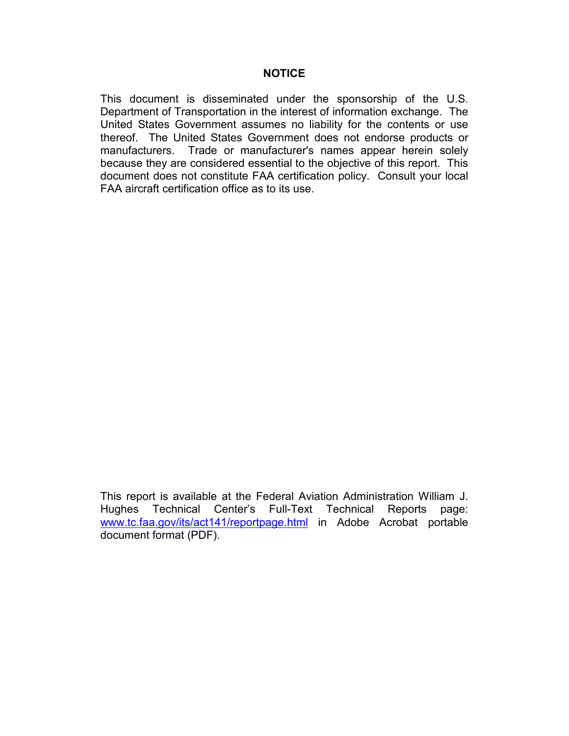## NOTICE

This document is disseminated under the sponsorship of the U.S. Department of Transportation in the interest of information exchange. The United States Government assumes no liability for the contents or use thereof. The United States Government does not endorse products or manufacturers. Trade or manufacturer's names appear herein solely because they are considered essential to the objective of this report. This document does not constitute FAA certification policy. Consult your local FAA aircraft certification office as to its use.

This report is available at the Federal Aviation Administration William J. Hughes Technical Center's Full-Text Technical Reports page: www.tc.faa.gov/its/act141/reportpage.html in Adobe Acrobat portable document format (PDF).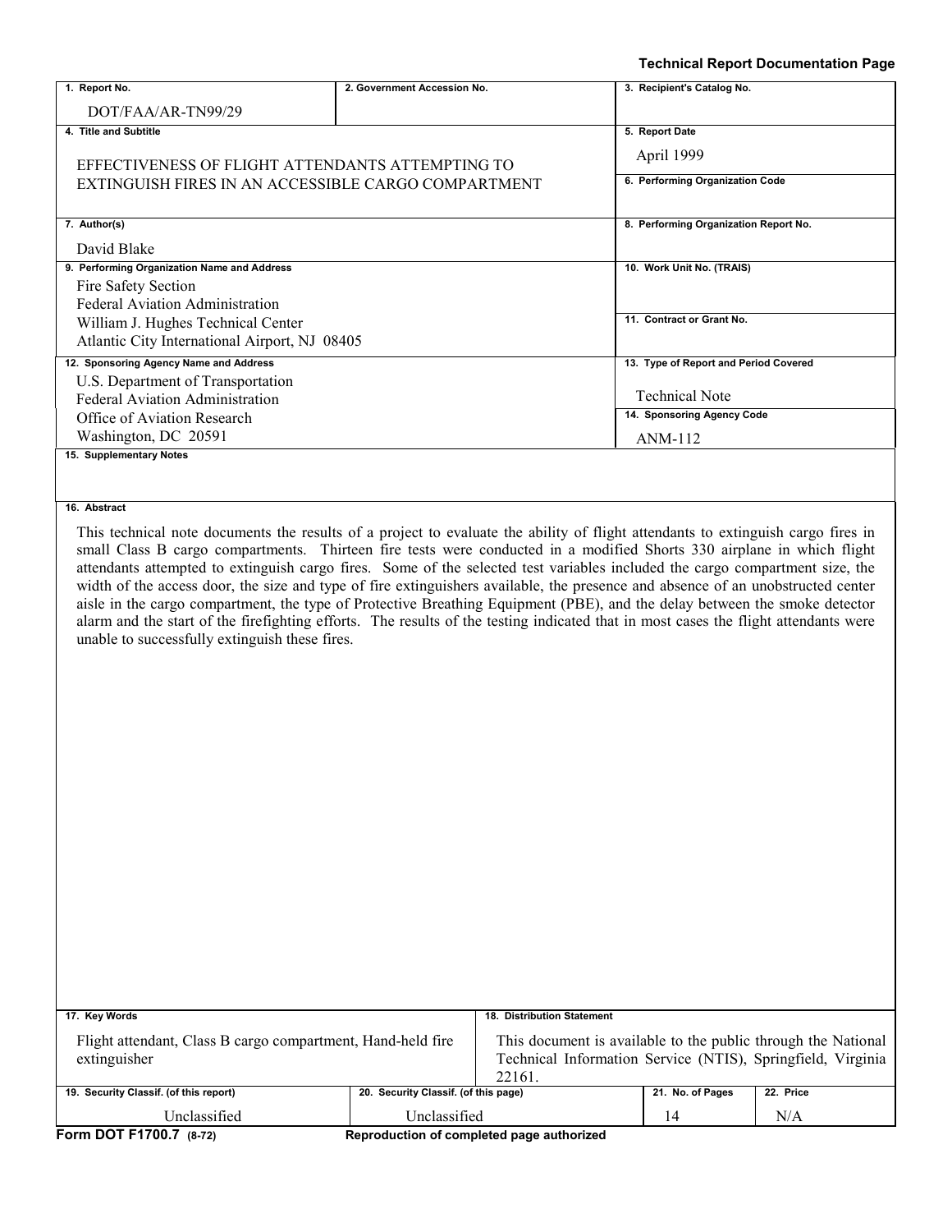**Technical Report Documentation Page**

| 1. Report No. | 2. Government Accession No. | 3. Recipient's Catalog No. |
|---|---|---|
| DOT/FAA/AR-TN99/29 | | |

| 4. Title and Subtitle | 5. Report Date |
|---|---|
| EFFECTIVENESS OF FLIGHT ATTENDANTS ATTEMPTING TO EXTINGUISH FIRES IN AN ACCESSIBLE CARGO COMPARTMENT | April 1999 |
| | 6. Performing Organization Code |
| 7. Author(s) | 8. Performing Organization Report No. |
| David Blake | |
| 9. Performing Organization Name and Address | 10. Work Unit No. (TRAIS) |
| Fire Safety Section<br>Federal Aviation Administration<br>William J. Hughes Technical Center<br>Atlantic City International Airport, NJ 08405 | |
| | 11. Contract or Grant No. |
| 12. Sponsoring Agency Name and Address | 13. Type of Report and Period Covered |
| U.S. Department of Transportation<br>Federal Aviation Administration<br>Office of Aviation Research<br>Washington, DC 20591 | Technical Note |
| | 14. Sponsoring Agency Code |
| | ANM-112 |

**15. Supplementary Notes**

**16. Abstract**

This technical note documents the results of a project to evaluate the ability of flight attendants to extinguish cargo fires in small Class B cargo compartments. Thirteen fire tests were conducted in a modified Shorts 330 airplane in which flight attendants attempted to extinguish cargo fires. Some of the selected test variables included the cargo compartment size, the width of the access door, the size and type of fire extinguishers available, the presence and absence of an unobstructed center aisle in the cargo compartment, the type of Protective Breathing Equipment (PBE), and the delay between the smoke detector alarm and the start of the firefighting efforts. The results of the testing indicated that in most cases the flight attendants were unable to successfully extinguish these fires.

| 17. Key Words | 18. Distribution Statement |
|---|---|
| Flight attendant, Class B cargo compartment, Hand-held fire extinguisher | This document is available to the public through the National Technical Information Service (NTIS), Springfield, Virginia 22161. |

| 19. Security Classif. (of this report) | 20. Security Classif. (of this page) | 21. No. of Pages | 22. Price |
|---|---|---|---|
| Unclassified | Unclassified | 14 | N/A |

**Form DOT F1700.7 (8-72)** Reproduction of completed page authorized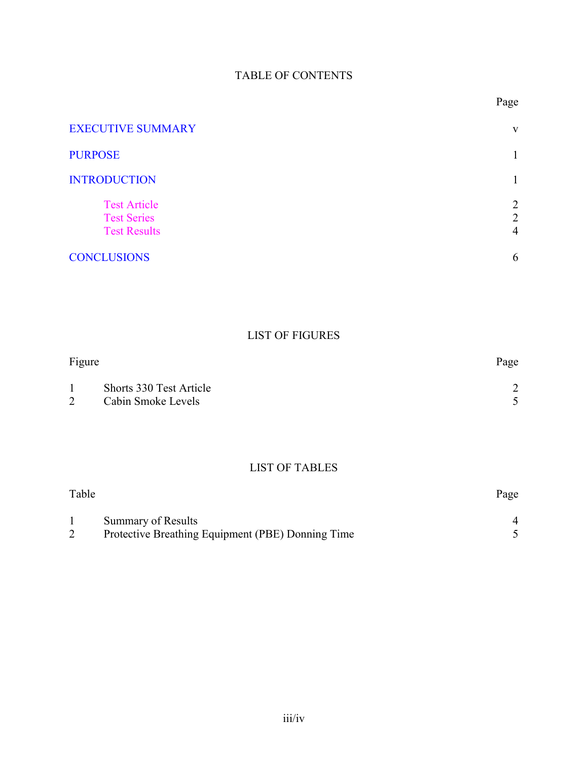# TABLE OF CONTENTS

| | Page |
|---|---|
| EXECUTIVE SUMMARY | v |
| PURPOSE | 1 |
| INTRODUCTION | 1 |
| Test Article | 2 |
| Test Series | 2 |
| Test Results | 4 |
| CONCLUSIONS | 6 |

# LIST OF FIGURES

| Figure | | Page |
|---|---|---|
| 1 | Shorts 330 Test Article | 2 |
| 2 | Cabin Smoke Levels | 5 |

# LIST OF TABLES

| Table | | Page |
|---|---|---|
| 1 | Summary of Results | 4 |
| 2 | Protective Breathing Equipment (PBE) Donning Time | 5 |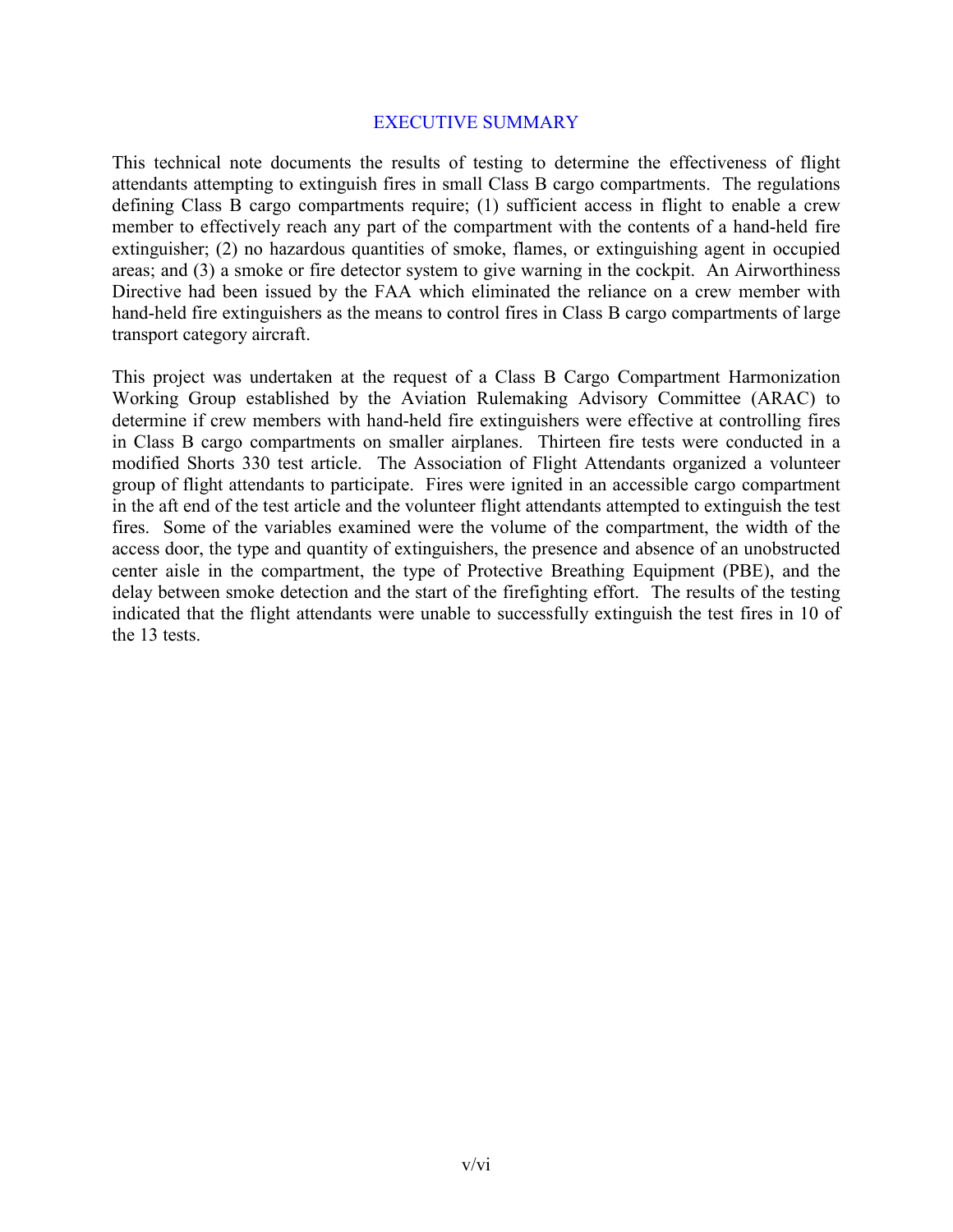# EXECUTIVE SUMMARY

This technical note documents the results of testing to determine the effectiveness of flight attendants attempting to extinguish fires in small Class B cargo compartments. The regulations defining Class B cargo compartments require; (1) sufficient access in flight to enable a crew member to effectively reach any part of the compartment with the contents of a hand-held fire extinguisher; (2) no hazardous quantities of smoke, flames, or extinguishing agent in occupied areas; and (3) a smoke or fire detector system to give warning in the cockpit. An Airworthiness Directive had been issued by the FAA which eliminated the reliance on a crew member with hand-held fire extinguishers as the means to control fires in Class B cargo compartments of large transport category aircraft.

This project was undertaken at the request of a Class B Cargo Compartment Harmonization Working Group established by the Aviation Rulemaking Advisory Committee (ARAC) to determine if crew members with hand-held fire extinguishers were effective at controlling fires in Class B cargo compartments on smaller airplanes. Thirteen fire tests were conducted in a modified Shorts 330 test article. The Association of Flight Attendants organized a volunteer group of flight attendants to participate. Fires were ignited in an accessible cargo compartment in the aft end of the test article and the volunteer flight attendants attempted to extinguish the test fires. Some of the variables examined were the volume of the compartment, the width of the access door, the type and quantity of extinguishers, the presence and absence of an unobstructed center aisle in the compartment, the type of Protective Breathing Equipment (PBE), and the delay between smoke detection and the start of the firefighting effort. The results of the testing indicated that the flight attendants were unable to successfully extinguish the test fires in 10 of the 13 tests.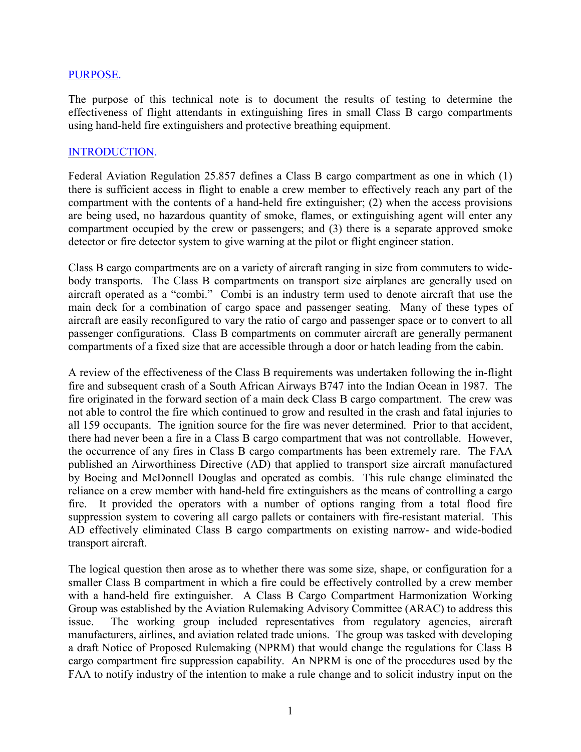## PURPOSE.

The purpose of this technical note is to document the results of testing to determine the effectiveness of flight attendants in extinguishing fires in small Class B cargo compartments using hand-held fire extinguishers and protective breathing equipment.

## INTRODUCTION.

Federal Aviation Regulation 25.857 defines a Class B cargo compartment as one in which (1) there is sufficient access in flight to enable a crew member to effectively reach any part of the compartment with the contents of a hand-held fire extinguisher; (2) when the access provisions are being used, no hazardous quantity of smoke, flames, or extinguishing agent will enter any compartment occupied by the crew or passengers; and (3) there is a separate approved smoke detector or fire detector system to give warning at the pilot or flight engineer station.

Class B cargo compartments are on a variety of aircraft ranging in size from commuters to wide-body transports. The Class B compartments on transport size airplanes are generally used on aircraft operated as a "combi." Combi is an industry term used to denote aircraft that use the main deck for a combination of cargo space and passenger seating. Many of these types of aircraft are easily reconfigured to vary the ratio of cargo and passenger space or to convert to all passenger configurations. Class B compartments on commuter aircraft are generally permanent compartments of a fixed size that are accessible through a door or hatch leading from the cabin.

A review of the effectiveness of the Class B requirements was undertaken following the in-flight fire and subsequent crash of a South African Airways B747 into the Indian Ocean in 1987. The fire originated in the forward section of a main deck Class B cargo compartment. The crew was not able to control the fire which continued to grow and resulted in the crash and fatal injuries to all 159 occupants. The ignition source for the fire was never determined. Prior to that accident, there had never been a fire in a Class B cargo compartment that was not controllable. However, the occurrence of any fires in Class B cargo compartments has been extremely rare. The FAA published an Airworthiness Directive (AD) that applied to transport size aircraft manufactured by Boeing and McDonnell Douglas and operated as combis. This rule change eliminated the reliance on a crew member with hand-held fire extinguishers as the means of controlling a cargo fire. It provided the operators with a number of options ranging from a total flood fire suppression system to covering all cargo pallets or containers with fire-resistant material. This AD effectively eliminated Class B cargo compartments on existing narrow- and wide-bodied transport aircraft.

The logical question then arose as to whether there was some size, shape, or configuration for a smaller Class B compartment in which a fire could be effectively controlled by a crew member with a hand-held fire extinguisher. A Class B Cargo Compartment Harmonization Working Group was established by the Aviation Rulemaking Advisory Committee (ARAC) to address this issue. The working group included representatives from regulatory agencies, aircraft manufacturers, airlines, and aviation related trade unions. The group was tasked with developing a draft Notice of Proposed Rulemaking (NPRM) that would change the regulations for Class B cargo compartment fire suppression capability. An NPRM is one of the procedures used by the FAA to notify industry of the intention to make a rule change and to solicit industry input on the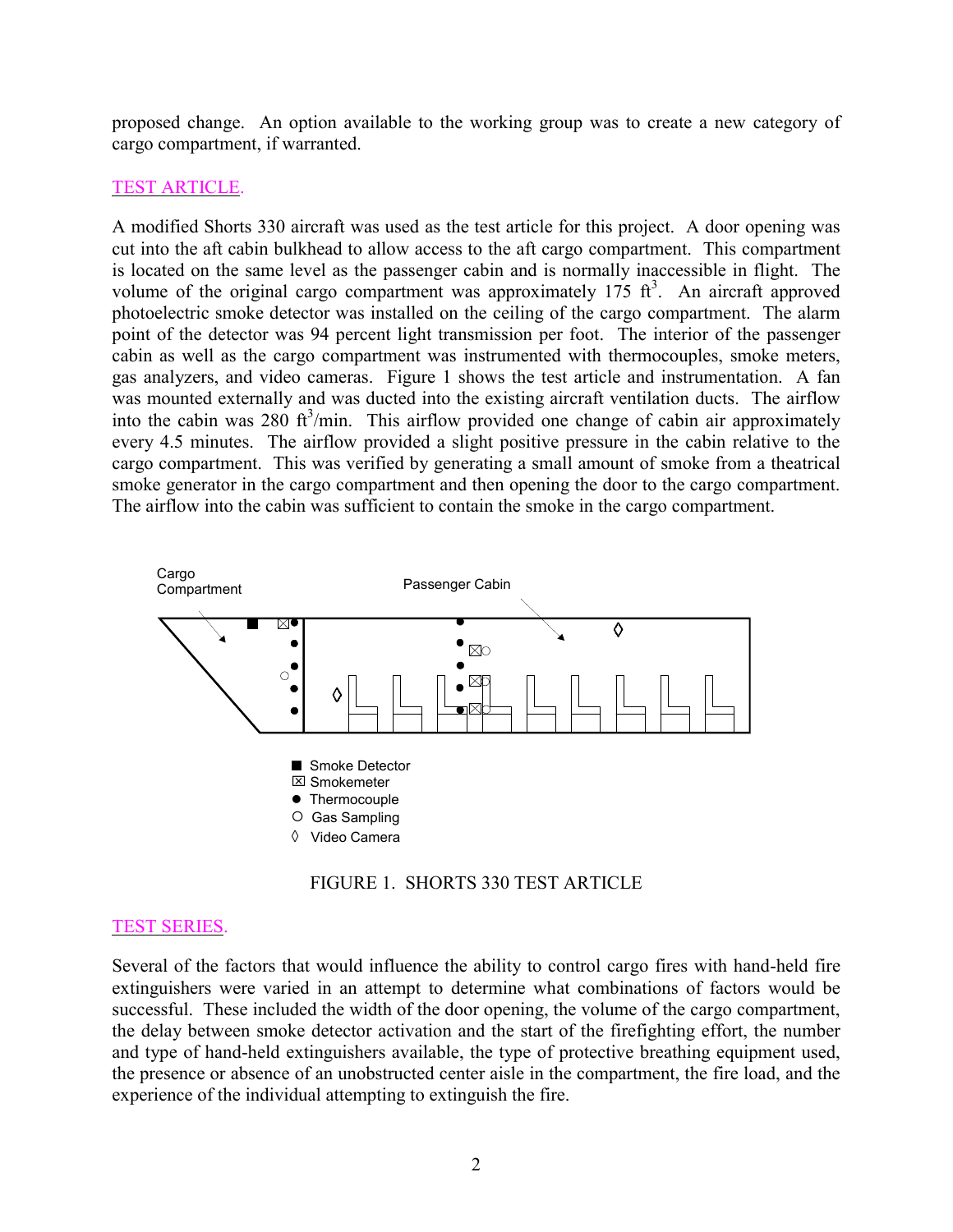proposed change. An option available to the working group was to create a new category of cargo compartment, if warranted.

## TEST ARTICLE.

A modified Shorts 330 aircraft was used as the test article for this project. A door opening was cut into the aft cabin bulkhead to allow access to the aft cargo compartment. This compartment is located on the same level as the passenger cabin and is normally inaccessible in flight. The volume of the original cargo compartment was approximately 175 $ft^3$. An aircraft approved photoelectric smoke detector was installed on the ceiling of the cargo compartment. The alarm point of the detector was 94 percent light transmission per foot. The interior of the passenger cabin as well as the cargo compartment was instrumented with thermocouples, smoke meters, gas analyzers, and video cameras. Figure 1 shows the test article and instrumentation. A fan was mounted externally and was ducted into the existing aircraft ventilation ducts. The airflow into the cabin was 280 $ft^3$/min. This airflow provided one change of cabin air approximately every 4.5 minutes. The airflow provided a slight positive pressure in the cabin relative to the cargo compartment. This was verified by generating a small amount of smoke from a theatrical smoke generator in the cargo compartment and then opening the door to the cargo compartment. The airflow into the cabin was sufficient to contain the smoke in the cargo compartment.

Cargo Compartment

Passenger Cabin

■ Smoke Detector
☒ Smokemeter
● Thermocouple
○ Gas Sampling
◊ Video Camera

FIGURE 1. SHORTS 330 TEST ARTICLE

## TEST SERIES.

Several of the factors that would influence the ability to control cargo fires with hand-held fire extinguishers were varied in an attempt to determine what combinations of factors would be successful. These included the width of the door opening, the volume of the cargo compartment, the delay between smoke detector activation and the start of the firefighting effort, the number and type of hand-held extinguishers available, the type of protective breathing equipment used, the presence or absence of an unobstructed center aisle in the compartment, the fire load, and the experience of the individual attempting to extinguish the fire.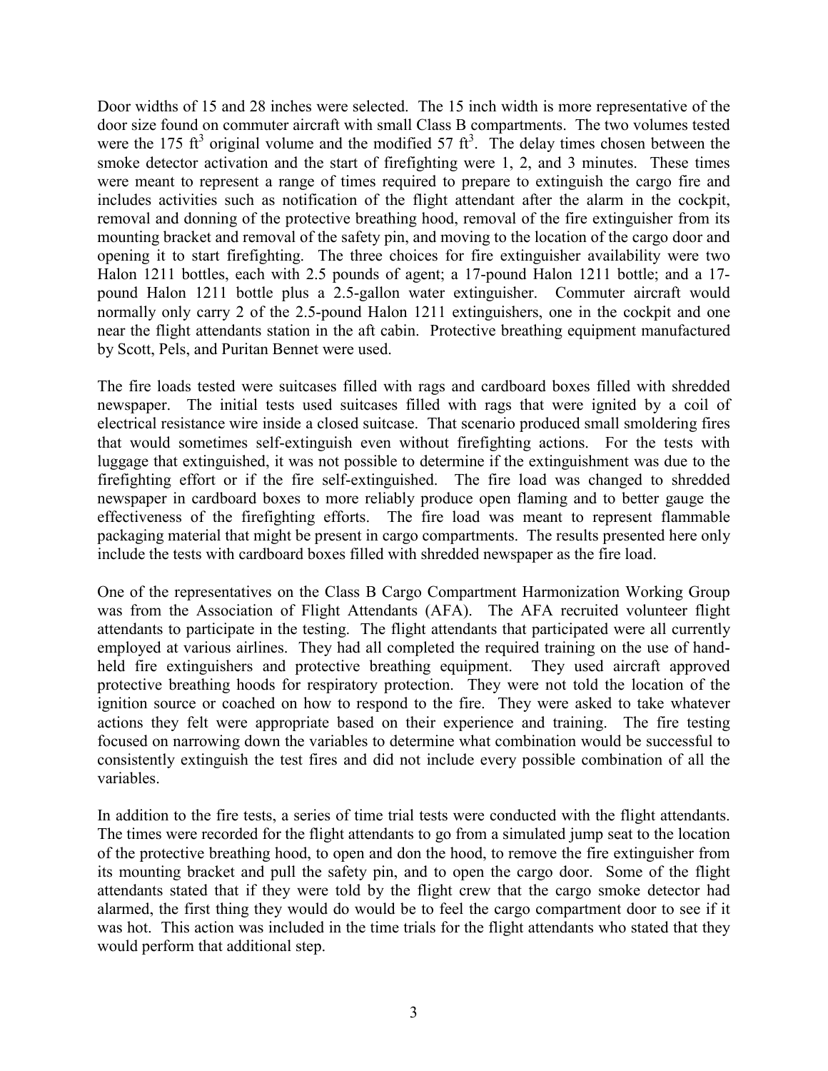Door widths of 15 and 28 inches were selected. The 15 inch width is more representative of the door size found on commuter aircraft with small Class B compartments. The two volumes tested were the 175 $ft^3$ original volume and the modified 57 $ft^3$. The delay times chosen between the smoke detector activation and the start of firefighting were 1, 2, and 3 minutes. These times were meant to represent a range of times required to prepare to extinguish the cargo fire and includes activities such as notification of the flight attendant after the alarm in the cockpit, removal and donning of the protective breathing hood, removal of the fire extinguisher from its mounting bracket and removal of the safety pin, and moving to the location of the cargo door and opening it to start firefighting. The three choices for fire extinguisher availability were two Halon 1211 bottles, each with 2.5 pounds of agent; a 17-pound Halon 1211 bottle; and a 17-pound Halon 1211 bottle plus a 2.5-gallon water extinguisher. Commuter aircraft would normally only carry 2 of the 2.5-pound Halon 1211 extinguishers, one in the cockpit and one near the flight attendants station in the aft cabin. Protective breathing equipment manufactured by Scott, Pels, and Puritan Bennet were used.

The fire loads tested were suitcases filled with rags and cardboard boxes filled with shredded newspaper. The initial tests used suitcases filled with rags that were ignited by a coil of electrical resistance wire inside a closed suitcase. That scenario produced small smoldering fires that would sometimes self-extinguish even without firefighting actions. For the tests with luggage that extinguished, it was not possible to determine if the extinguishment was due to the firefighting effort or if the fire self-extinguished. The fire load was changed to shredded newspaper in cardboard boxes to more reliably produce open flaming and to better gauge the effectiveness of the firefighting efforts. The fire load was meant to represent flammable packaging material that might be present in cargo compartments. The results presented here only include the tests with cardboard boxes filled with shredded newspaper as the fire load.

One of the representatives on the Class B Cargo Compartment Harmonization Working Group was from the Association of Flight Attendants (AFA). The AFA recruited volunteer flight attendants to participate in the testing. The flight attendants that participated were all currently employed at various airlines. They had all completed the required training on the use of hand-held fire extinguishers and protective breathing equipment. They used aircraft approved protective breathing hoods for respiratory protection. They were not told the location of the ignition source or coached on how to respond to the fire. They were asked to take whatever actions they felt were appropriate based on their experience and training. The fire testing focused on narrowing down the variables to determine what combination would be successful to consistently extinguish the test fires and did not include every possible combination of all the variables.

In addition to the fire tests, a series of time trial tests were conducted with the flight attendants. The times were recorded for the flight attendants to go from a simulated jump seat to the location of the protective breathing hood, to open and don the hood, to remove the fire extinguisher from its mounting bracket and pull the safety pin, and to open the cargo door. Some of the flight attendants stated that if they were told by the flight crew that the cargo smoke detector had alarmed, the first thing they would do would be to feel the cargo compartment door to see if it was hot. This action was included in the time trials for the flight attendants who stated that they would perform that additional step.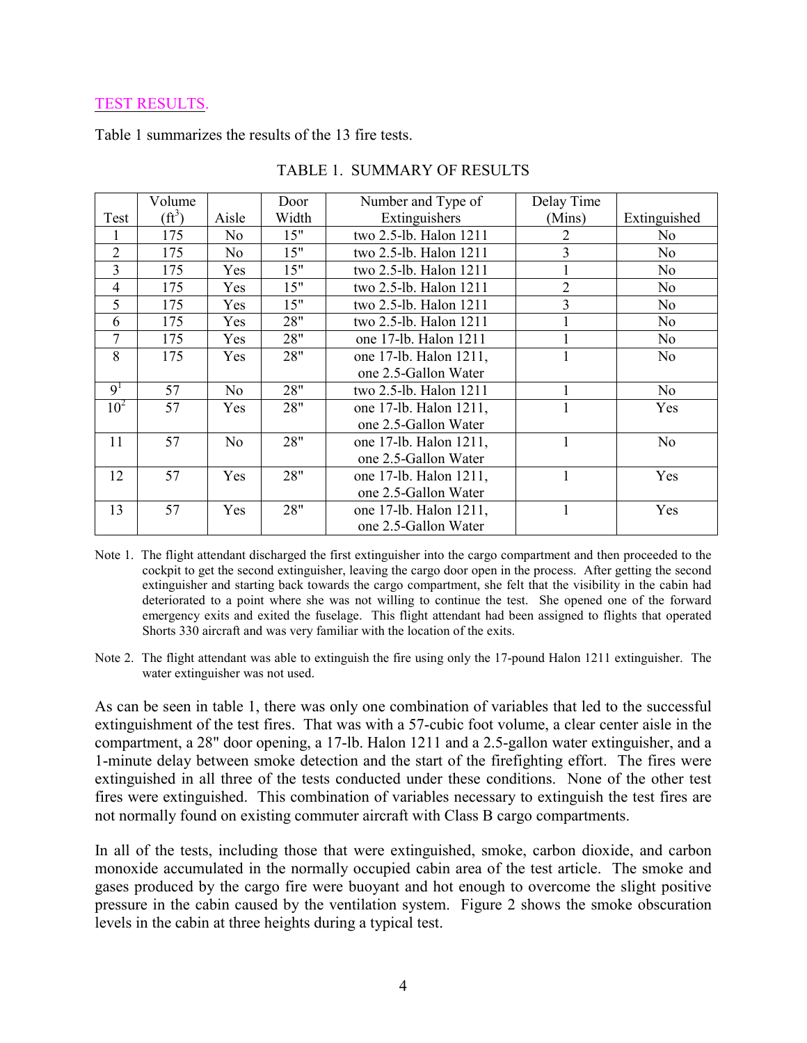## TEST RESULTS.

Table 1 summarizes the results of the 13 fire tests.

TABLE 1. SUMMARY OF RESULTS

| Test | Volume ($ft^3$) | Aisle | Door Width | Number and Type of Extinguishers | Delay Time (Mins) | Extinguished |
|---|---|---|---|---|---|---|
| 1 | 175 | No | 15" | two 2.5-lb. Halon 1211 | 2 | No |
| 2 | 175 | No | 15" | two 2.5-lb. Halon 1211 | 3 | No |
| 3 | 175 | Yes | 15" | two 2.5-lb. Halon 1211 | 1 | No |
| 4 | 175 | Yes | 15" | two 2.5-lb. Halon 1211 | 2 | No |
| 5 | 175 | Yes | 15" | two 2.5-lb. Halon 1211 | 3 | No |
| 6 | 175 | Yes | 28" | two 2.5-lb. Halon 1211 | 1 | No |
| 7 | 175 | Yes | 28" | one 17-lb. Halon 1211 | 1 | No |
| 8 | 175 | Yes | 28" | one 17-lb. Halon 1211, one 2.5-Gallon Water | 1 | No |
| 9[1] | 57 | No | 28" | two 2.5-lb. Halon 1211 | 1 | No |
| 10[2] | 57 | Yes | 28" | one 17-lb. Halon 1211, one 2.5-Gallon Water | 1 | Yes |
| 11 | 57 | No | 28" | one 17-lb. Halon 1211, one 2.5-Gallon Water | 1 | No |
| 12 | 57 | Yes | 28" | one 17-lb. Halon 1211, one 2.5-Gallon Water | 1 | Yes |
| 13 | 57 | Yes | 28" | one 17-lb. Halon 1211, one 2.5-Gallon Water | 1 | Yes |

Note 1. The flight attendant discharged the first extinguisher into the cargo compartment and then proceeded to the cockpit to get the second extinguisher, leaving the cargo door open in the process. After getting the second extinguisher and starting back towards the cargo compartment, she felt that the visibility in the cabin had deteriorated to a point where she was not willing to continue the test. She opened one of the forward emergency exits and exited the fuselage. This flight attendant had been assigned to flights that operated Shorts 330 aircraft and was very familiar with the location of the exits.

Note 2. The flight attendant was able to extinguish the fire using only the 17-pound Halon 1211 extinguisher. The water extinguisher was not used.

As can be seen in table 1, there was only one combination of variables that led to the successful extinguishment of the test fires. That was with a 57-cubic foot volume, a clear center aisle in the compartment, a 28" door opening, a 17-lb. Halon 1211 and a 2.5-gallon water extinguisher, and a 1-minute delay between smoke detection and the start of the firefighting effort. The fires were extinguished in all three of the tests conducted under these conditions. None of the other test fires were extinguished. This combination of variables necessary to extinguish the test fires are not normally found on existing commuter aircraft with Class B cargo compartments.

In all of the tests, including those that were extinguished, smoke, carbon dioxide, and carbon monoxide accumulated in the normally occupied cabin area of the test article. The smoke and gases produced by the cargo fire were buoyant and hot enough to overcome the slight positive pressure in the cabin caused by the ventilation system. Figure 2 shows the smoke obscuration levels in the cabin at three heights during a typical test.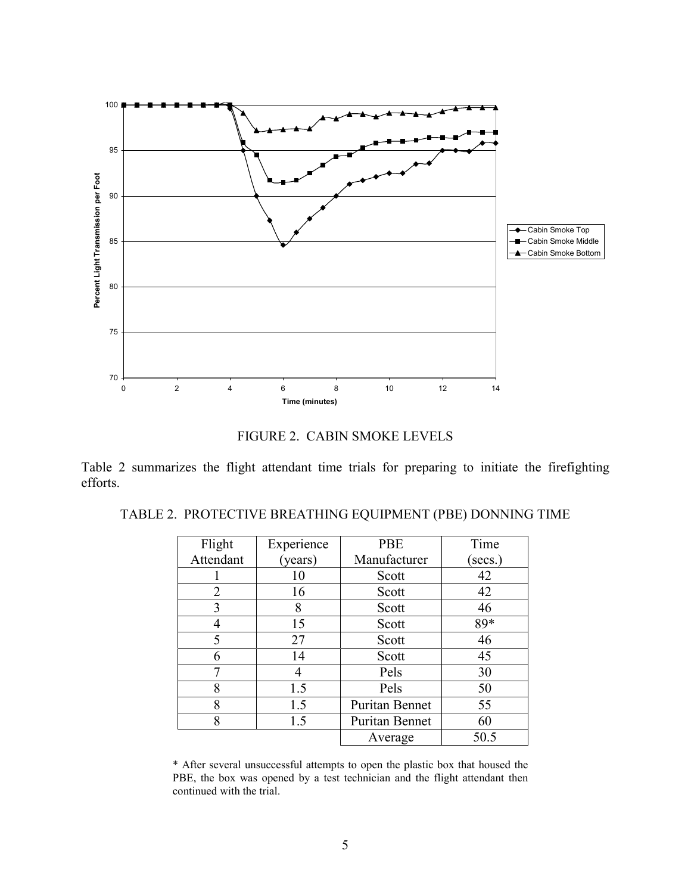FIGURE 2. CABIN SMOKE LEVELS

Table 2 summarizes the flight attendant time trials for preparing to initiate the firefighting efforts.

TABLE 2. PROTECTIVE BREATHING EQUIPMENT (PBE) DONNING TIME

| Flight Attendant | Experience (years) | PBE Manufacturer | Time (secs.) |
|---|---|---|---|
| 1 | 10 | Scott | 42 |
| 2 | 16 | Scott | 42 |
| 3 | 8 | Scott | 46 |
| 4 | 15 | Scott | 89* |
| 5 | 27 | Scott | 46 |
| 6 | 14 | Scott | 45 |
| 7 | 4 | Pels | 30 |
| 8 | 1.5 | Pels | 50 |
| 8 | 1.5 | Puritan Bennet | 55 |
| 8 | 1.5 | Puritan Bennet | 60 |
| | | Average | 50.5 |

* After several unsuccessful attempts to open the plastic box that housed the PBE, the box was opened by a test technician and the flight attendant then continued with the trial.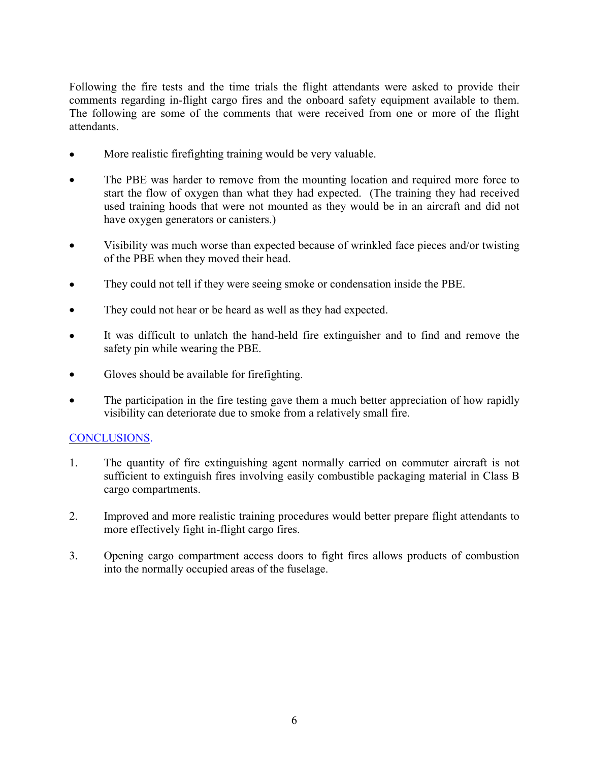Following the fire tests and the time trials the flight attendants were asked to provide their comments regarding in-flight cargo fires and the onboard safety equipment available to them. The following are some of the comments that were received from one or more of the flight attendants.

- More realistic firefighting training would be very valuable.
- The PBE was harder to remove from the mounting location and required more force to start the flow of oxygen than what they had expected. (The training they had received used training hoods that were not mounted as they would be in an aircraft and did not have oxygen generators or canisters.)
- Visibility was much worse than expected because of wrinkled face pieces and/or twisting of the PBE when they moved their head.
- They could not tell if they were seeing smoke or condensation inside the PBE.
- They could not hear or be heard as well as they had expected.
- It was difficult to unlatch the hand-held fire extinguisher and to find and remove the safety pin while wearing the PBE.
- Gloves should be available for firefighting.
- The participation in the fire testing gave them a much better appreciation of how rapidly visibility can deteriorate due to smoke from a relatively small fire.

## CONCLUSIONS.

1. The quantity of fire extinguishing agent normally carried on commuter aircraft is not sufficient to extinguish fires involving easily combustible packaging material in Class B cargo compartments.
2. Improved and more realistic training procedures would better prepare flight attendants to more effectively fight in-flight cargo fires.
3. Opening cargo compartment access doors to fight fires allows products of combustion into the normally occupied areas of the fuselage.